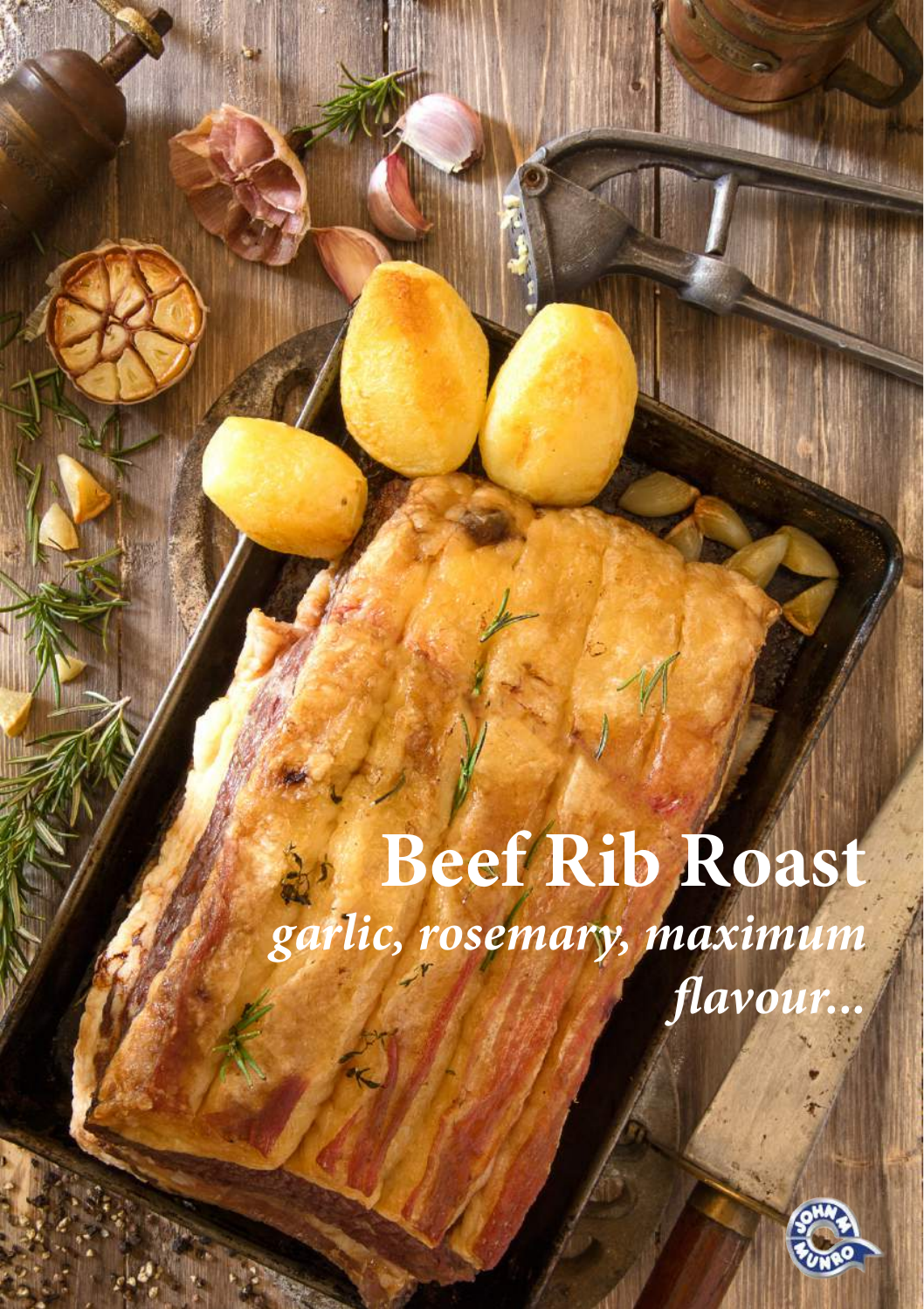# Beef Rib Roast

*garlic, rosemary, maximum flavour...*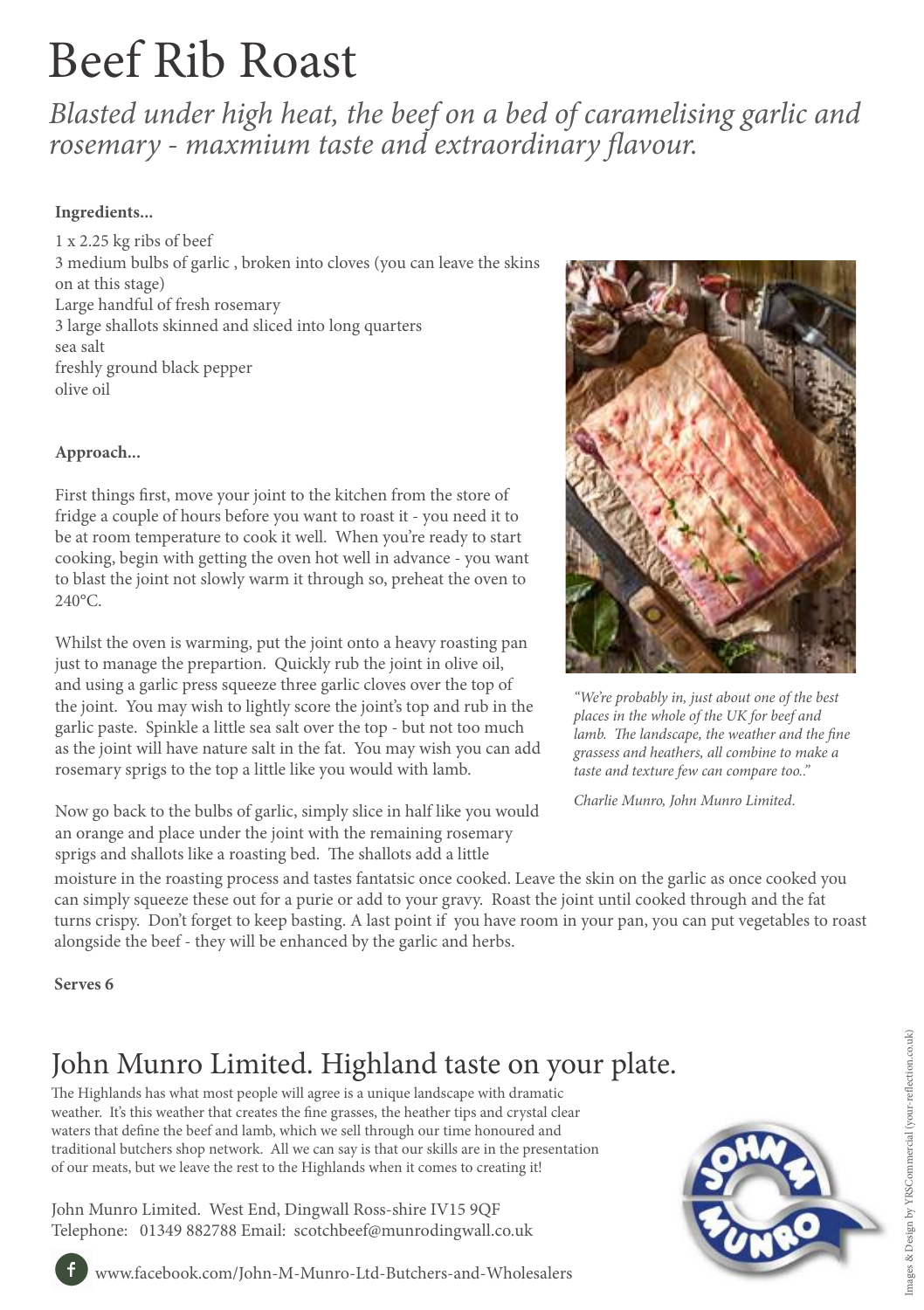# Beef Rib Roast

*Blasted under high heat, the beef on a bed of caramelising garlic and rosemary - maxmium taste and extraordinary flavour.*

**Ingredients...**

1 x 2.25 kg ribs of beef
3 medium bulbs of garlic , broken into cloves (you can leave the skins on at this stage)
Large handful of fresh rosemary
3 large shallots skinned and sliced into long quarters
sea salt
freshly ground black pepper
olive oil

**Approach...**

First things first, move your joint to the kitchen from the store of fridge a couple of hours before you want to roast it - you need it to be at room temperature to cook it well. When you're ready to start cooking, begin with getting the oven hot well in advance - you want to blast the joint not slowly warm it through so, preheat the oven to 240°C.

Whilst the oven is warming, put the joint onto a heavy roasting pan just to manage the prepartion. Quickly rub the joint in olive oil, and using a garlic press squeeze three garlic cloves over the top of the joint. You may wish to lightly score the joint's top and rub in the garlic paste. Spinkle a little sea salt over the top - but not too much as the joint will have nature salt in the fat. You may wish you can add rosemary sprigs to the top a little like you would with lamb.

Now go back to the bulbs of garlic, simply slice in half like you would an orange and place under the joint with the remaining rosemary sprigs and shallots like a roasting bed. The shallots add a little moisture in the roasting process and tastes fantatsic once cooked. Leave the skin on the garlic as once cooked you can simply squeeze these out for a purie or add to your gravy. Roast the joint until cooked through and the fat turns crispy. Don't forget to keep basting. A last point if you have room in your pan, you can put vegetables to roast alongside the beef - they will be enhanced by the garlic and herbs.

*"We're probably in, just about one of the best places in the whole of the UK for beef and lamb. The landscape, the weather and the fine grassess and heathers, all combine to make a taste and texture few can compare too.."*

*Charlie Munro, John Munro Limited.*

**Serves 6**

## John Munro Limited. Highland taste on your plate.

The Highlands has what most people will agree is a unique landscape with dramatic weather. It's this weather that creates the fine grasses, the heather tips and crystal clear waters that define the beef and lamb, which we sell through our time honoured and traditional butchers shop network. All we can say is that our skills are in the presentation of our meats, but we leave the rest to the Highlands when it comes to creating it!

John Munro Limited. West End, Dingwall Ross-shire IV15 9QF
Telephone: 01349 882788 Email: scotchbeef@munrodingwall.co.uk

www.facebook.com/John-M-Munro-Ltd-Butchers-and-Wholesalers

Images & Design by YRSCommercial (your-reflection.co.uk)